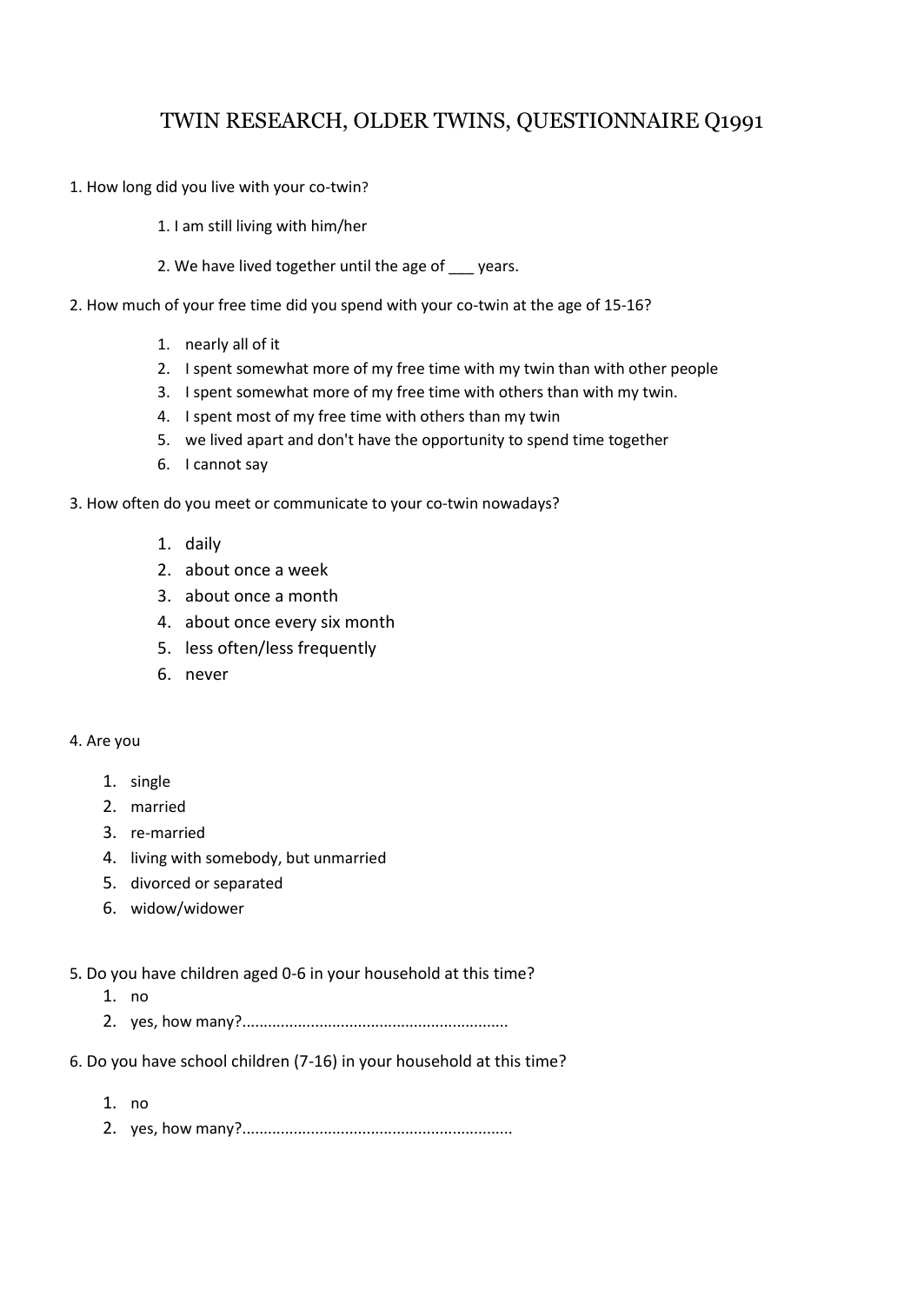# TWIN RESEARCH, OLDER TWINS, QUESTIONNAIRE Q1991

1. How long did you live with your co-twin?

   1. I am still living with him/her

   2. We have lived together until the age of ___ years.

2. How much of your free time did you spend with your co-twin at the age of 15-16?

   1. nearly all of it
   2. I spent somewhat more of my free time with my twin than with other people
   3. I spent somewhat more of my free time with others than with my twin.
   4. I spent most of my free time with others than my twin
   5. we lived apart and don't have the opportunity to spend time together
   6. I cannot say

3. How often do you meet or communicate to your co-twin nowadays?

   1. daily
   2. about once a week
   3. about once a month
   4. about once every six month
   5. less often/less frequently
   6. never

4. Are you

   1. single
   2. married
   3. re-married
   4. living with somebody, but unmarried
   5. divorced or separated
   6. widow/widower

5. Do you have children aged 0-6 in your household at this time?
   1. no
   2. yes, how many?.............................................................

6. Do you have school children (7-16) in your household at this time?

   1. no
   2. yes, how many?..............................................................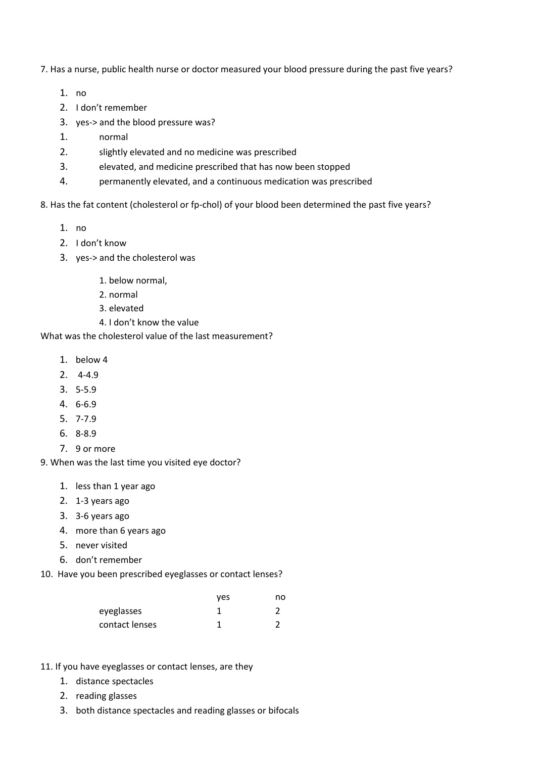7. Has a nurse, public health nurse or doctor measured your blood pressure during the past five years?

1. no
2. I don't remember
3. yes-> and the blood pressure was?

1. normal
2. slightly elevated and no medicine was prescribed
3. elevated, and medicine prescribed that has now been stopped
4. permanently elevated, and a continuous medication was prescribed

8. Has the fat content (cholesterol or fp-chol) of your blood been determined the past five years?

1. no
2. I don't know
3. yes-> and the cholesterol was

   1. below normal,
   2. normal
   3. elevated
   4. I don't know the value

What was the cholesterol value of the last measurement?

1. below 4
2. 4-4.9
3. 5-5.9
4. 6-6.9
5. 7-7.9
6. 8-8.9
7. 9 or more

9. When was the last time you visited eye doctor?

1. less than 1 year ago
2. 1-3 years ago
3. 3-6 years ago
4. more than 6 years ago
5. never visited
6. don't remember

10. Have you been prescribed eyeglasses or contact lenses?

| | yes | no |
|---|---|---|
| eyeglasses | 1 | 2 |
| contact lenses | 1 | 2 |

11. If you have eyeglasses or contact lenses, are they

1. distance spectacles
2. reading glasses
3. both distance spectacles and reading glasses or bifocals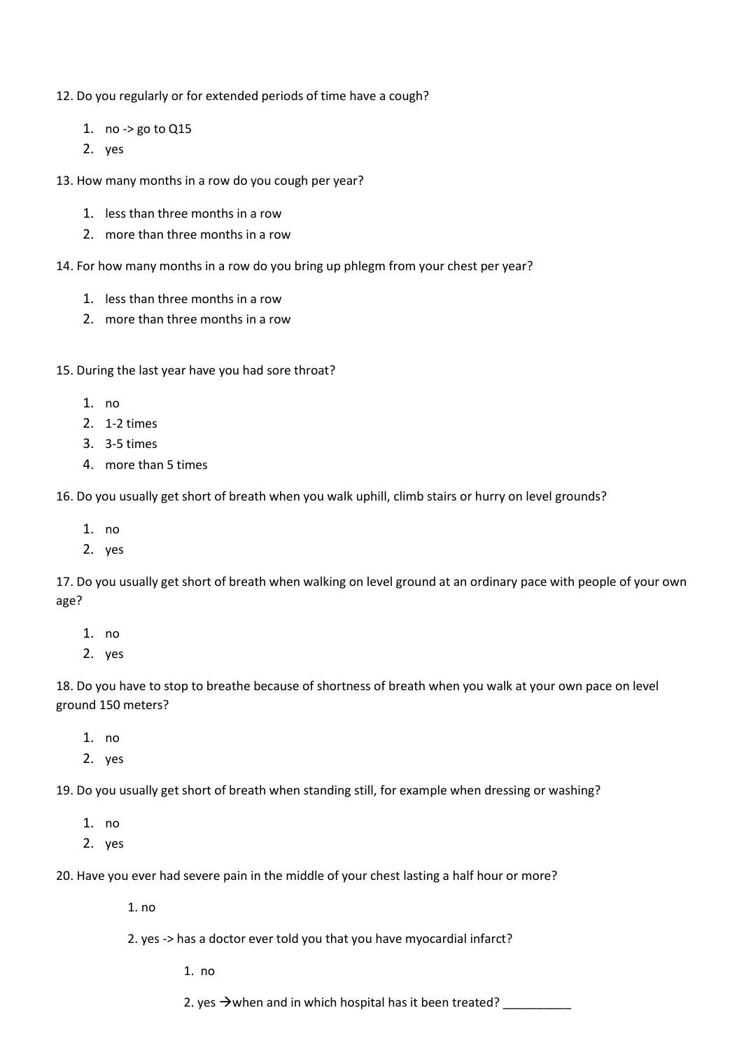12. Do you regularly or for extended periods of time have a cough?

1. no -> go to Q15
2. yes

13. How many months in a row do you cough per year?

1. less than three months in a row
2. more than three months in a row

14. For how many months in a row do you bring up phlegm from your chest per year?

1. less than three months in a row
2. more than three months in a row

15. During the last year have you had sore throat?

1. no
2. 1-2 times
3. 3-5 times
4. more than 5 times

16. Do you usually get short of breath when you walk uphill, climb stairs or hurry on level grounds?

1. no
2. yes

17. Do you usually get short of breath when walking on level ground at an ordinary pace with people of your own age?

1. no
2. yes

18. Do you have to stop to breathe because of shortness of breath when you walk at your own pace on level ground 150 meters?

1. no
2. yes

19. Do you usually get short of breath when standing still, for example when dressing or washing?

1. no
2. yes

20. Have you ever had severe pain in the middle of your chest lasting a half hour or more?

   1. no

   2. yes -> has a doctor ever told you that you have myocardial infarct?

      1. no

      2. yes →when and in which hospital has it been treated? __________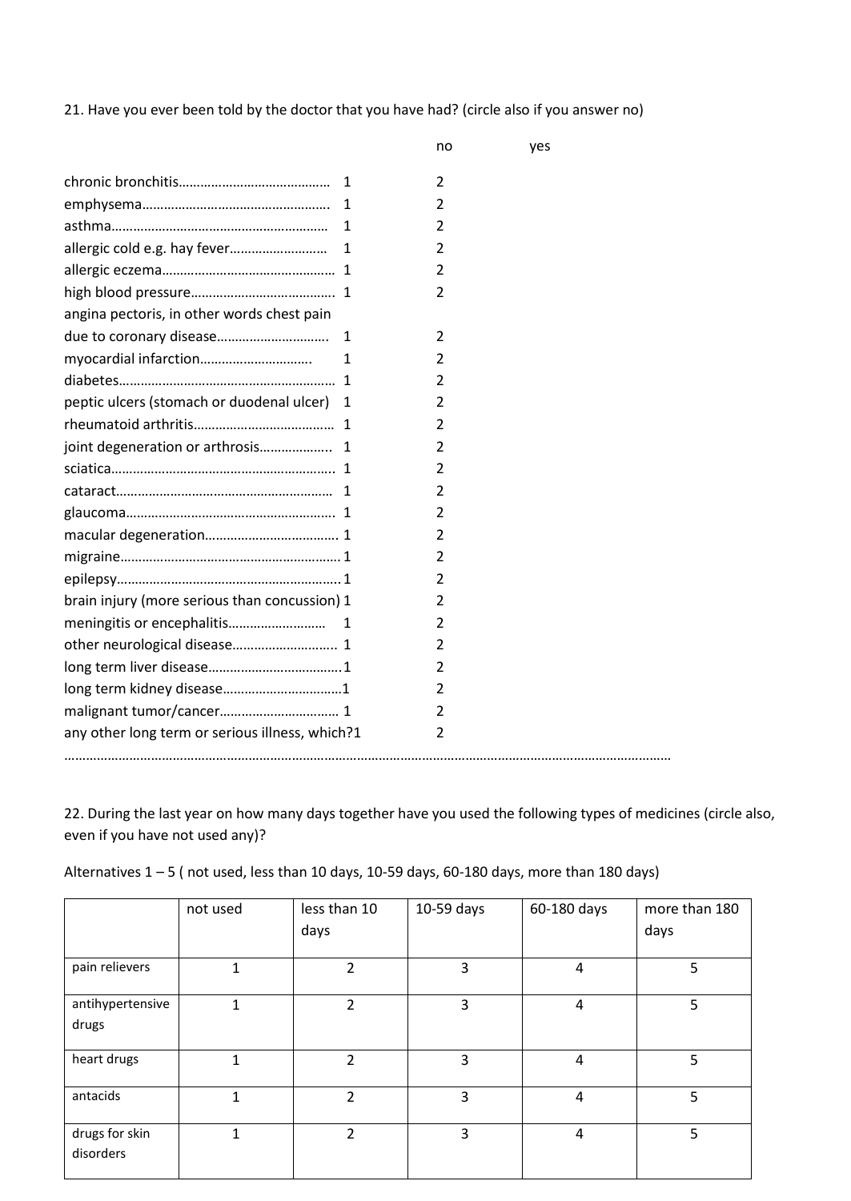21. Have you ever been told by the doctor that you have had? (circle also if you answer no)

| | no | yes |
|---|---|---|
| chronic bronchitis | 1 | 2 |
| emphysema | 1 | 2 |
| asthma | 1 | 2 |
| allergic cold e.g. hay fever | 1 | 2 |
| allergic eczema | 1 | 2 |
| high blood pressure | 1 | 2 |
| angina pectoris, in other words chest pain due to coronary disease | 1 | 2 |
| myocardial infarction | 1 | 2 |
| diabetes | 1 | 2 |
| peptic ulcers (stomach or duodenal ulcer) | 1 | 2 |
| rheumatoid arthritis | 1 | 2 |
| joint degeneration or arthrosis | 1 | 2 |
| sciatica | 1 | 2 |
| cataract | 1 | 2 |
| glaucoma | 1 | 2 |
| macular degeneration | 1 | 2 |
| migraine | 1 | 2 |
| epilepsy | 1 | 2 |
| brain injury (more serious than concussion) | 1 | 2 |
| meningitis or encephalitis | 1 | 2 |
| other neurological disease | 1 | 2 |
| long term liver disease | 1 | 2 |
| long term kidney disease | 1 | 2 |
| malignant tumor/cancer | 1 | 2 |
| any other long term or serious illness, which? | 1 | 2 |

……………………………………………………………………………………………………………………………………………

22. During the last year on how many days together have you used the following types of medicines (circle also, even if you have not used any)?

Alternatives 1 – 5 ( not used, less than 10 days, 10-59 days, 60-180 days, more than 180 days)

| | not used | less than 10 days | 10-59 days | 60-180 days | more than 180 days |
|---|---|---|---|---|---|
| pain relievers | 1 | 2 | 3 | 4 | 5 |
| antihypertensive drugs | 1 | 2 | 3 | 4 | 5 |
| heart drugs | 1 | 2 | 3 | 4 | 5 |
| antacids | 1 | 2 | 3 | 4 | 5 |
| drugs for skin disorders | 1 | 2 | 3 | 4 | 5 |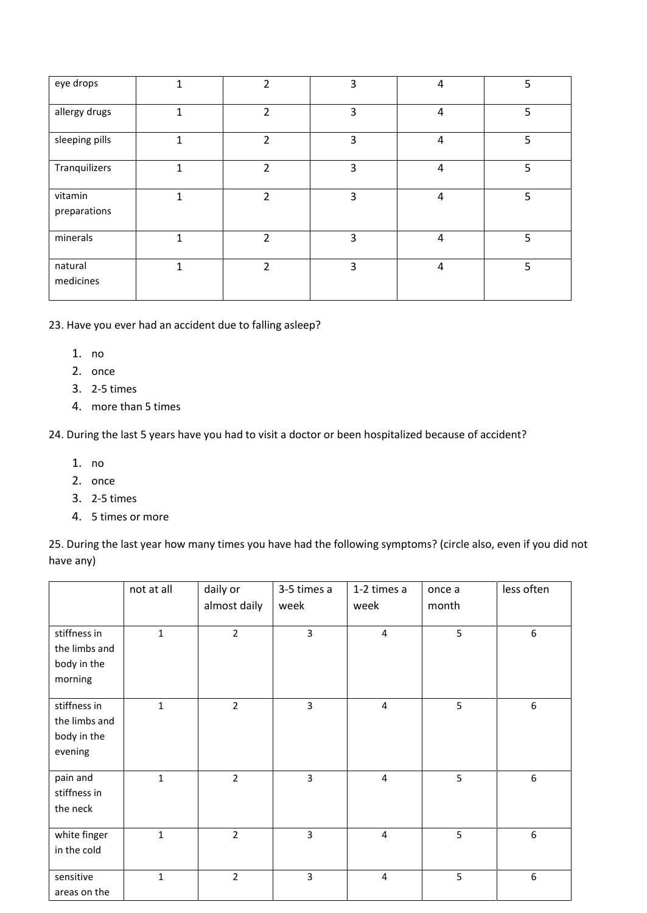| | | | | | |
|---|---|---|---|---|---|
| eye drops | 1 | 2 | 3 | 4 | 5 |
| allergy drugs | 1 | 2 | 3 | 4 | 5 |
| sleeping pills | 1 | 2 | 3 | 4 | 5 |
| Tranquilizers | 1 | 2 | 3 | 4 | 5 |
| vitamin preparations | 1 | 2 | 3 | 4 | 5 |
| minerals | 1 | 2 | 3 | 4 | 5 |
| natural medicines | 1 | 2 | 3 | 4 | 5 |

23. Have you ever had an accident due to falling asleep?

1. no
2. once
3. 2-5 times
4. more than 5 times

24. During the last 5 years have you had to visit a doctor or been hospitalized because of accident?

1. no
2. once
3. 2-5 times
4. 5 times or more

25. During the last year how many times you have had the following symptoms? (circle also, even if you did not have any)

| | not at all | daily or almost daily | 3-5 times a week | 1-2 times a week | once a month | less often |
|---|---|---|---|---|---|---|
| stiffness in the limbs and body in the morning | 1 | 2 | 3 | 4 | 5 | 6 |
| stiffness in the limbs and body in the evening | 1 | 2 | 3 | 4 | 5 | 6 |
| pain and stiffness in the neck | 1 | 2 | 3 | 4 | 5 | 6 |
| white finger in the cold | 1 | 2 | 3 | 4 | 5 | 6 |
| sensitive areas on the | 1 | 2 | 3 | 4 | 5 | 6 |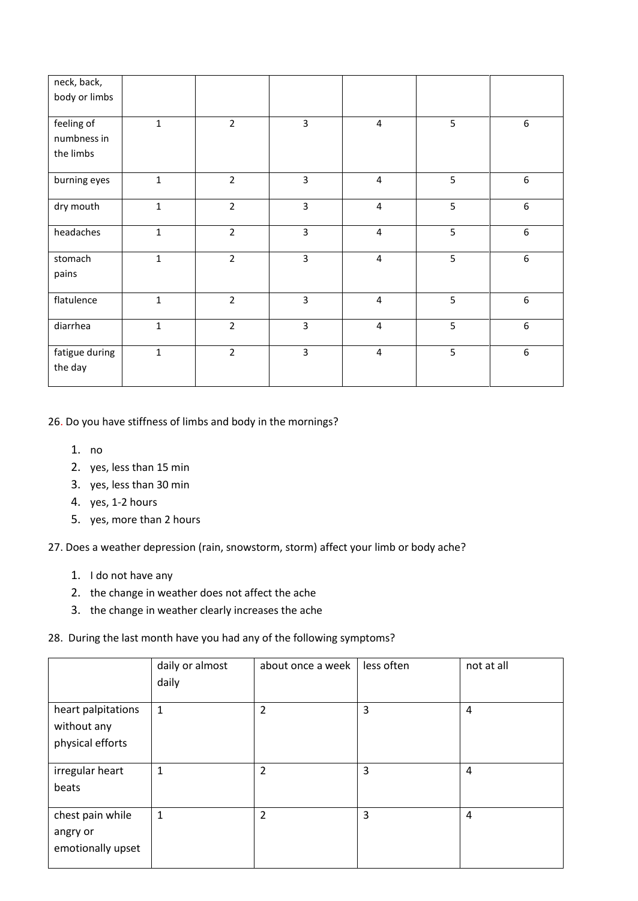| | | | | | | |
|---|---|---|---|---|---|---|
| neck, back, body or limbs | | | | | | |
| feeling of numbness in the limbs | 1 | 2 | 3 | 4 | 5 | 6 |
| burning eyes | 1 | 2 | 3 | 4 | 5 | 6 |
| dry mouth | 1 | 2 | 3 | 4 | 5 | 6 |
| headaches | 1 | 2 | 3 | 4 | 5 | 6 |
| stomach pains | 1 | 2 | 3 | 4 | 5 | 6 |
| flatulence | 1 | 2 | 3 | 4 | 5 | 6 |
| diarrhea | 1 | 2 | 3 | 4 | 5 | 6 |
| fatigue during the day | 1 | 2 | 3 | 4 | 5 | 6 |

26. Do you have stiffness of limbs and body in the mornings?

1. no
2. yes, less than 15 min
3. yes, less than 30 min
4. yes, 1-2 hours
5. yes, more than 2 hours

27. Does a weather depression (rain, snowstorm, storm) affect your limb or body ache?

1. I do not have any
2. the change in weather does not affect the ache
3. the change in weather clearly increases the ache

28. During the last month have you had any of the following symptoms?

| | daily or almost daily | about once a week | less often | not at all |
|---|---|---|---|---|
| heart palpitations without any physical efforts | 1 | 2 | 3 | 4 |
| irregular heart beats | 1 | 2 | 3 | 4 |
| chest pain while angry or emotionally upset | 1 | 2 | 3 | 4 |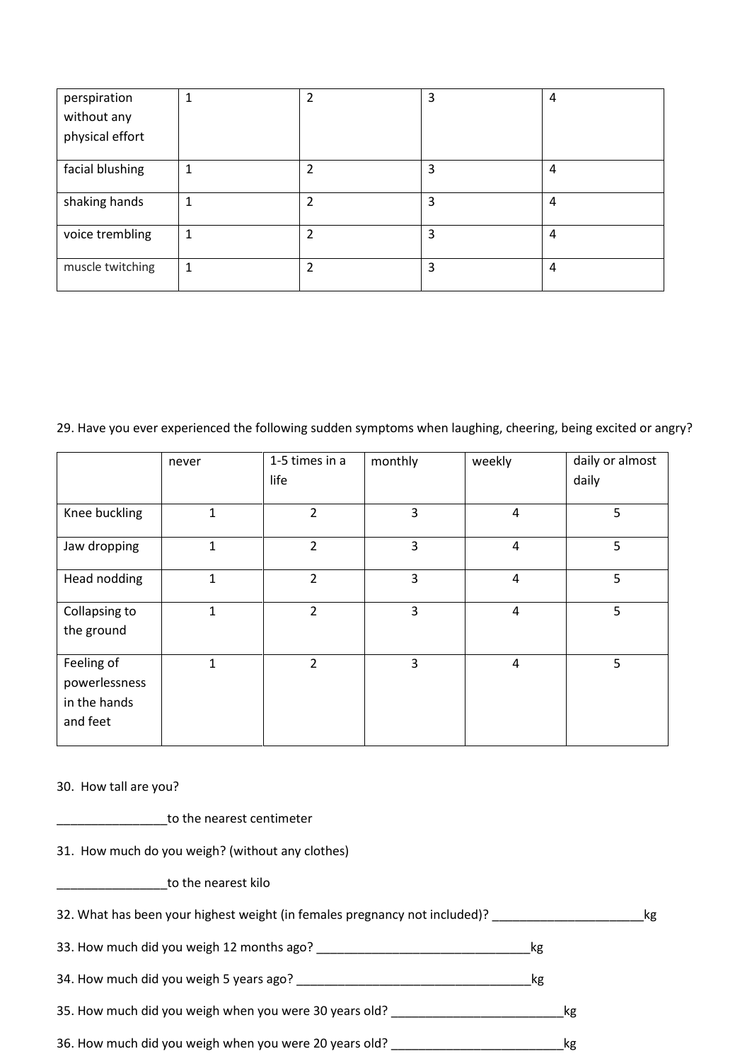| | | | | |
|---|---|---|---|---|
| perspiration without any physical effort | 1 | 2 | 3 | 4 |
| facial blushing | 1 | 2 | 3 | 4 |
| shaking hands | 1 | 2 | 3 | 4 |
| voice trembling | 1 | 2 | 3 | 4 |
| muscle twitching | 1 | 2 | 3 | 4 |

29. Have you ever experienced the following sudden symptoms when laughing, cheering, being excited or angry?

| | never | 1-5 times in a life | monthly | weekly | daily or almost daily |
|---|---|---|---|---|---|
| Knee buckling | 1 | 2 | 3 | 4 | 5 |
| Jaw dropping | 1 | 2 | 3 | 4 | 5 |
| Head nodding | 1 | 2 | 3 | 4 | 5 |
| Collapsing to the ground | 1 | 2 | 3 | 4 | 5 |
| Feeling of powerlessness in the hands and feet | 1 | 2 | 3 | 4 | 5 |

30. How tall are you?

________________to the nearest centimeter

31. How much do you weigh? (without any clothes)

________________to the nearest kilo

32. What has been your highest weight (in females pregnancy not included)? ______________________kg

33. How much did you weigh 12 months ago? ________________________________kg

34. How much did you weigh 5 years ago? ___________________________________kg

35. How much did you weigh when you were 30 years old? _________________________kg

36. How much did you weigh when you were 20 years old? _________________________kg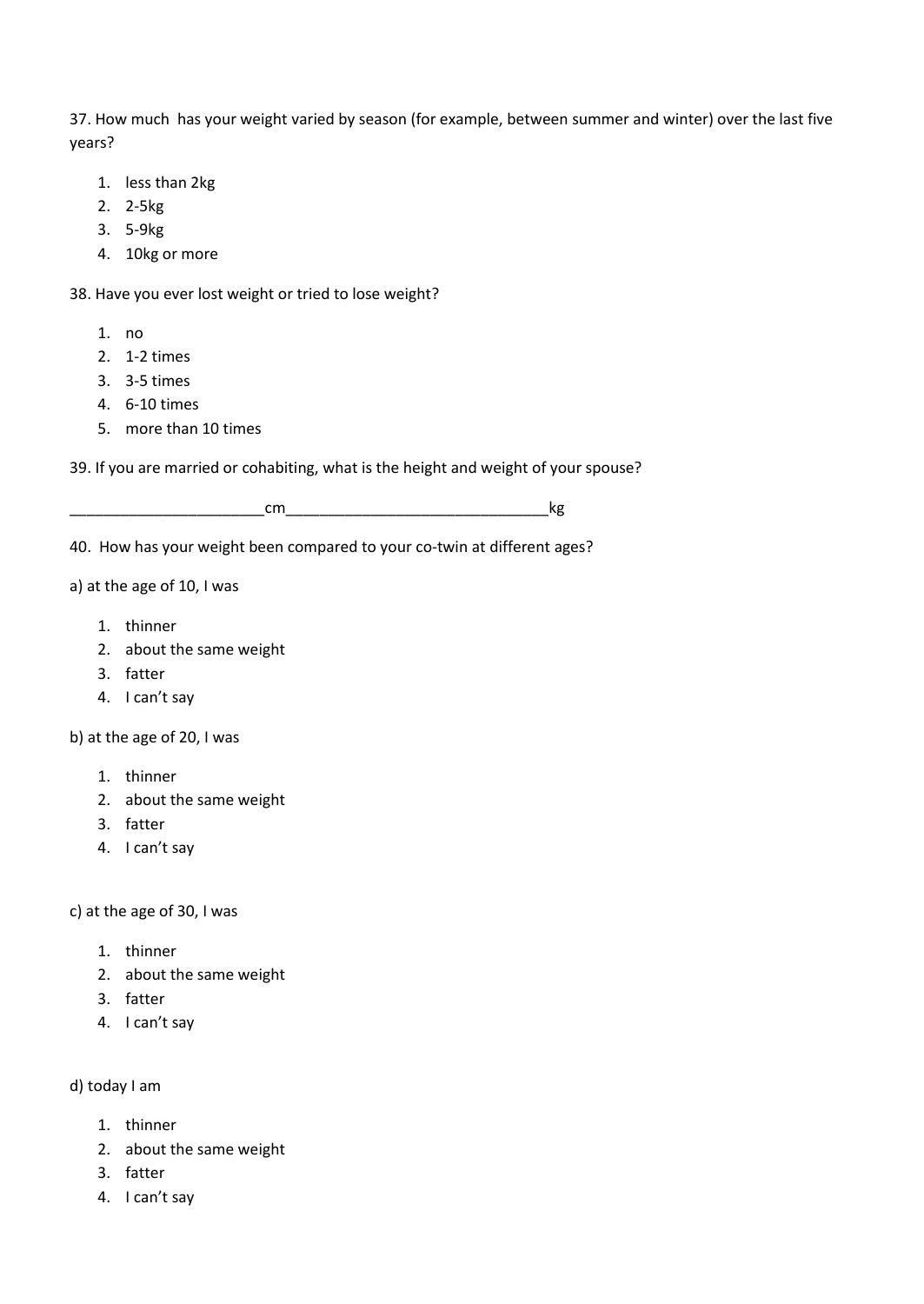37. How much  has your weight varied by season (for example, between summer and winter) over the last five years?

1. less than 2kg
2. 2-5kg
3. 5-9kg
4. 10kg or more

38. Have you ever lost weight or tried to lose weight?

1. no
2. 1-2 times
3. 3-5 times
4. 6-10 times
5. more than 10 times

39. If you are married or cohabiting, what is the height and weight of your spouse?

_______________________cm_______________________________kg

40.  How has your weight been compared to your co-twin at different ages?

a) at the age of 10, I was

1. thinner
2. about the same weight
3. fatter
4. I can't say

b) at the age of 20, I was

1. thinner
2. about the same weight
3. fatter
4. I can't say

c) at the age of 30, I was

1. thinner
2. about the same weight
3. fatter
4. I can't say

d) today I am

1. thinner
2. about the same weight
3. fatter
4. I can't say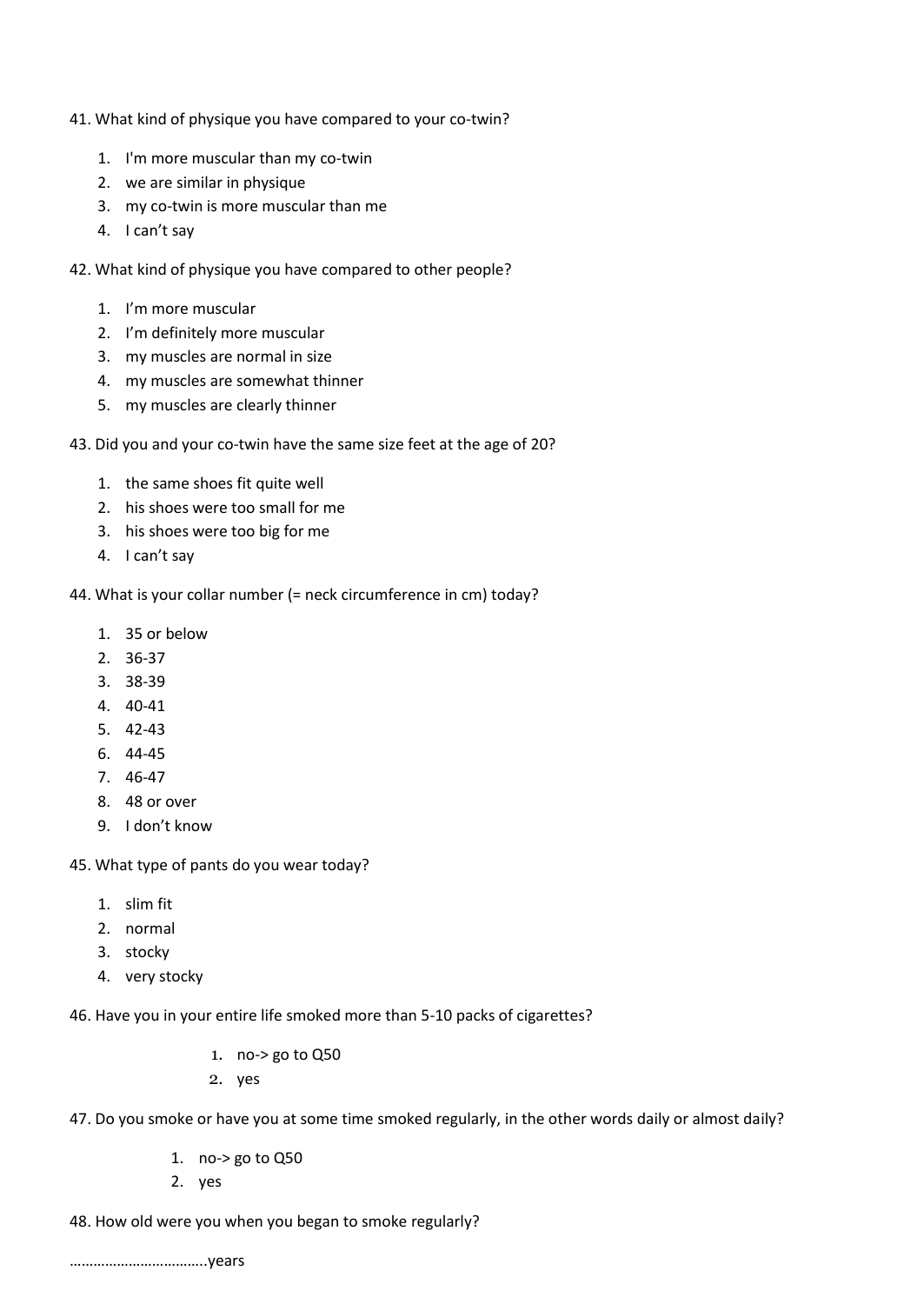41. What kind of physique you have compared to your co-twin?

1. I'm more muscular than my co-twin
2. we are similar in physique
3. my co-twin is more muscular than me
4. I can't say

42. What kind of physique you have compared to other people?

1. I'm more muscular
2. I'm definitely more muscular
3. my muscles are normal in size
4. my muscles are somewhat thinner
5. my muscles are clearly thinner

43. Did you and your co-twin have the same size feet at the age of 20?

1. the same shoes fit quite well
2. his shoes were too small for me
3. his shoes were too big for me
4. I can't say

44. What is your collar number (= neck circumference in cm) today?

1. 35 or below
2. 36-37
3. 38-39
4. 40-41
5. 42-43
6. 44-45
7. 46-47
8. 48 or over
9. I don't know

45. What type of pants do you wear today?

1. slim fit
2. normal
3. stocky
4. very stocky

46. Have you in your entire life smoked more than 5-10 packs of cigarettes?

1. no-> go to Q50
2. yes

47. Do you smoke or have you at some time smoked regularly, in the other words daily or almost daily?

1. no-> go to Q50
2. yes

48. How old were you when you began to smoke regularly?

……………………………..years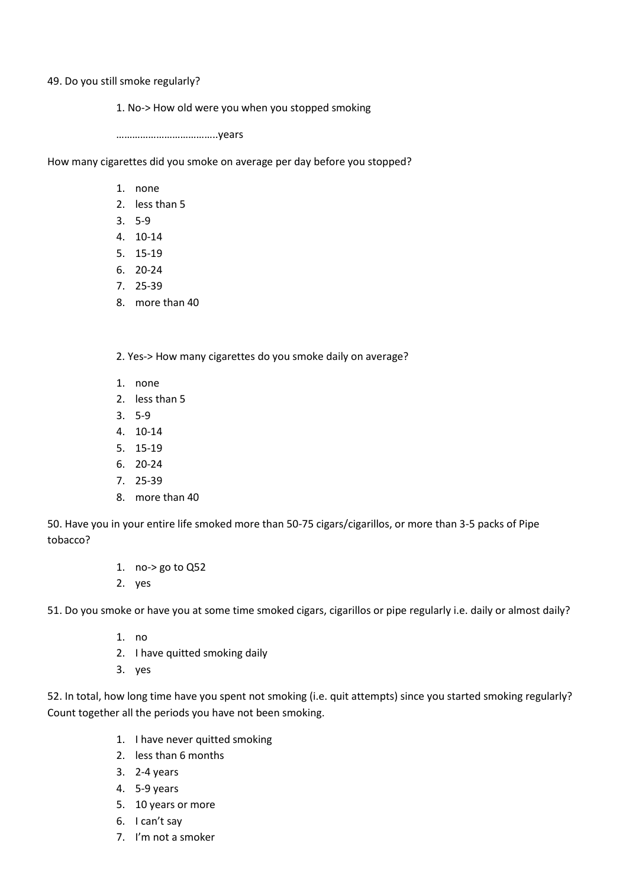49. Do you still smoke regularly?

1. No-> How old were you when you stopped smoking

   ………………………………..years

How many cigarettes did you smoke on average per day before you stopped?

1. none
2. less than 5
3. 5-9
4. 10-14
5. 15-19
6. 20-24
7. 25-39
8. more than 40

2. Yes-> How many cigarettes do you smoke daily on average?

1. none
2. less than 5
3. 5-9
4. 10-14
5. 15-19
6. 20-24
7. 25-39
8. more than 40

50. Have you in your entire life smoked more than 50-75 cigars/cigarillos, or more than 3-5 packs of Pipe tobacco?

1. no-> go to Q52
2. yes

51. Do you smoke or have you at some time smoked cigars, cigarillos or pipe regularly i.e. daily or almost daily?

1. no
2. I have quitted smoking daily
3. yes

52. In total, how long time have you spent not smoking (i.e. quit attempts) since you started smoking regularly? Count together all the periods you have not been smoking.

1. I have never quitted smoking
2. less than 6 months
3. 2-4 years
4. 5-9 years
5. 10 years or more
6. I can't say
7. I'm not a smoker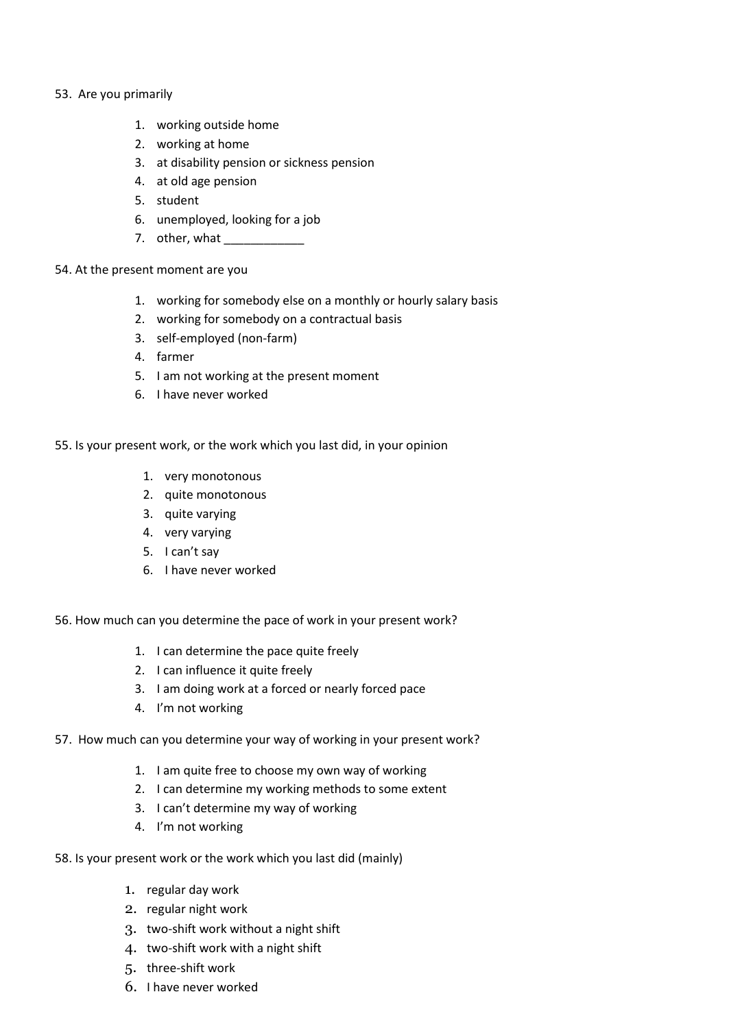53. Are you primarily

    1. working outside home
    2. working at home
    3. at disability pension or sickness pension
    4. at old age pension
    5. student
    6. unemployed, looking for a job
    7. other, what ____________

54. At the present moment are you

    1. working for somebody else on a monthly or hourly salary basis
    2. working for somebody on a contractual basis
    3. self-employed (non-farm)
    4. farmer
    5. I am not working at the present moment
    6. I have never worked

55. Is your present work, or the work which you last did, in your opinion

    1. very monotonous
    2. quite monotonous
    3. quite varying
    4. very varying
    5. I can't say
    6. I have never worked

56. How much can you determine the pace of work in your present work?

    1. I can determine the pace quite freely
    2. I can influence it quite freely
    3. I am doing work at a forced or nearly forced pace
    4. I'm not working

57. How much can you determine your way of working in your present work?

    1. I am quite free to choose my own way of working
    2. I can determine my working methods to some extent
    3. I can't determine my way of working
    4. I'm not working

58. Is your present work or the work which you last did (mainly)

    1. regular day work
    2. regular night work
    3. two-shift work without a night shift
    4. two-shift work with a night shift
    5. three-shift work
    6. I have never worked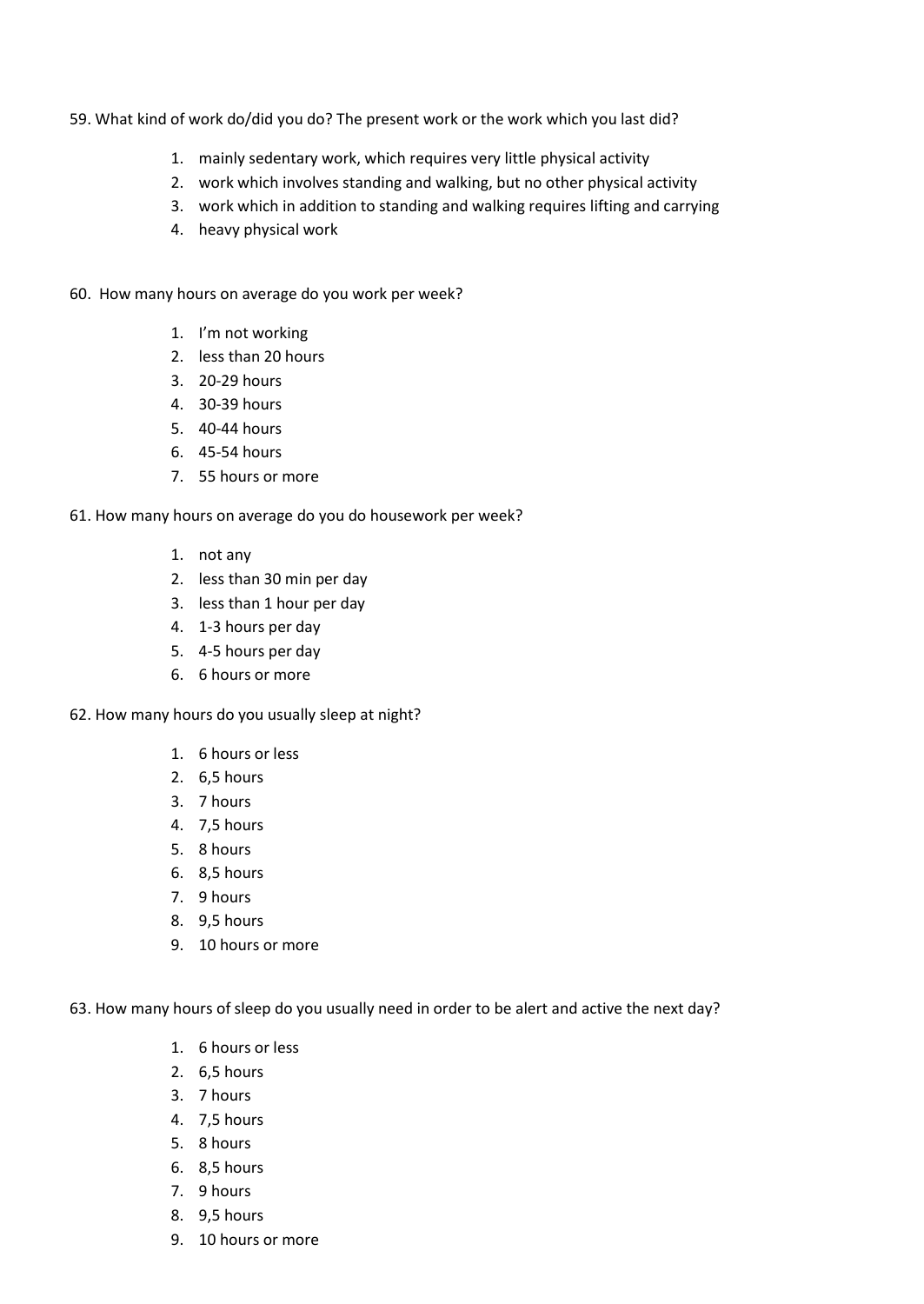59. What kind of work do/did you do? The present work or the work which you last did?

1. mainly sedentary work, which requires very little physical activity
2. work which involves standing and walking, but no other physical activity
3. work which in addition to standing and walking requires lifting and carrying
4. heavy physical work

60. How many hours on average do you work per week?

1. I'm not working
2. less than 20 hours
3. 20-29 hours
4. 30-39 hours
5. 40-44 hours
6. 45-54 hours
7. 55 hours or more

61. How many hours on average do you do housework per week?

1. not any
2. less than 30 min per day
3. less than 1 hour per day
4. 1-3 hours per day
5. 4-5 hours per day
6. 6 hours or more

62. How many hours do you usually sleep at night?

1. 6 hours or less
2. 6,5 hours
3. 7 hours
4. 7,5 hours
5. 8 hours
6. 8,5 hours
7. 9 hours
8. 9,5 hours
9. 10 hours or more

63. How many hours of sleep do you usually need in order to be alert and active the next day?

1. 6 hours or less
2. 6,5 hours
3. 7 hours
4. 7,5 hours
5. 8 hours
6. 8,5 hours
7. 9 hours
8. 9,5 hours
9. 10 hours or more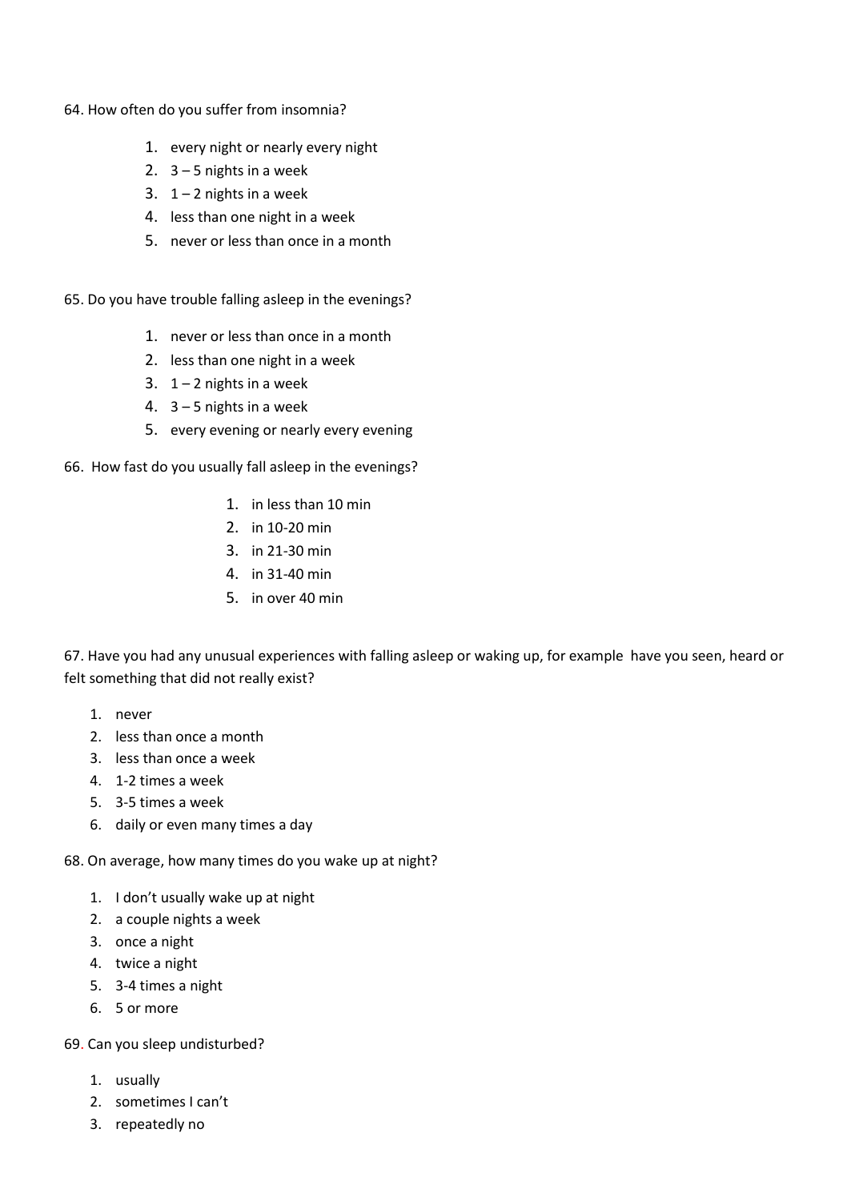64. How often do you suffer from insomnia?

1. every night or nearly every night
2. 3 – 5 nights in a week
3. 1 – 2 nights in a week
4. less than one night in a week
5. never or less than once in a month

65. Do you have trouble falling asleep in the evenings?

1. never or less than once in a month
2. less than one night in a week
3. 1 – 2 nights in a week
4. 3 – 5 nights in a week
5. every evening or nearly every evening

66. How fast do you usually fall asleep in the evenings?

1. in less than 10 min
2. in 10-20 min
3. in 21-30 min
4. in 31-40 min
5. in over 40 min

67. Have you had any unusual experiences with falling asleep or waking up, for example have you seen, heard or felt something that did not really exist?

1. never
2. less than once a month
3. less than once a week
4. 1-2 times a week
5. 3-5 times a week
6. daily or even many times a day

68. On average, how many times do you wake up at night?

1. I don't usually wake up at night
2. a couple nights a week
3. once a night
4. twice a night
5. 3-4 times a night
6. 5 or more

69. Can you sleep undisturbed?

1. usually
2. sometimes I can't
3. repeatedly no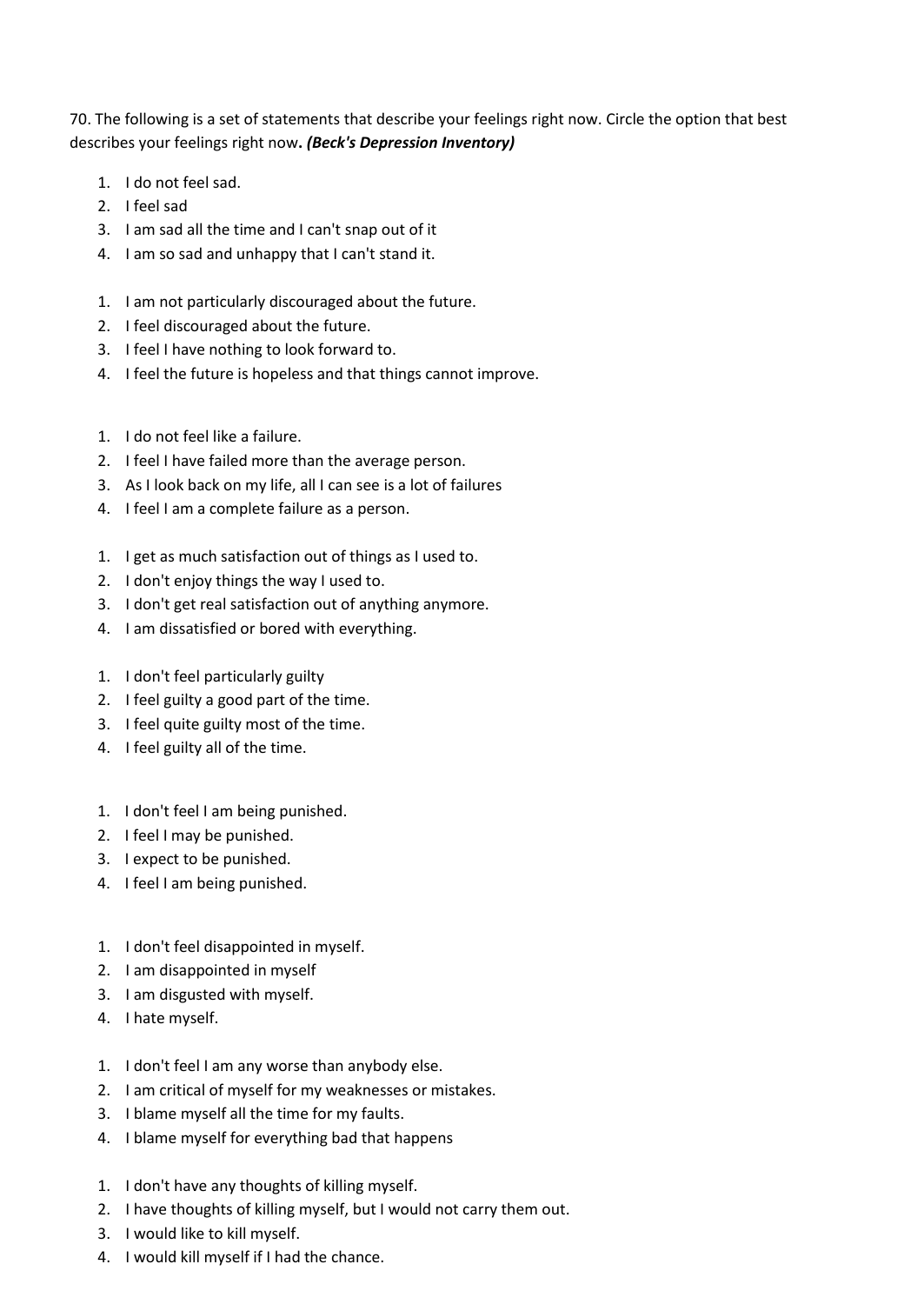70. The following is a set of statements that describe your feelings right now. Circle the option that best describes your feelings right now***. (Beck's Depression Inventory)***

1. I do not feel sad.
2. I feel sad
3. I am sad all the time and I can't snap out of it
4. I am so sad and unhappy that I can't stand it.

1. I am not particularly discouraged about the future.
2. I feel discouraged about the future.
3. I feel I have nothing to look forward to.
4. I feel the future is hopeless and that things cannot improve.

1. I do not feel like a failure.
2. I feel I have failed more than the average person.
3. As I look back on my life, all I can see is a lot of failures
4. I feel I am a complete failure as a person.

1. I get as much satisfaction out of things as I used to.
2. I don't enjoy things the way I used to.
3. I don't get real satisfaction out of anything anymore.
4. I am dissatisfied or bored with everything.

1. I don't feel particularly guilty
2. I feel guilty a good part of the time.
3. I feel quite guilty most of the time.
4. I feel guilty all of the time.

1. I don't feel I am being punished.
2. I feel I may be punished.
3. I expect to be punished.
4. I feel I am being punished.

1. I don't feel disappointed in myself.
2. I am disappointed in myself
3. I am disgusted with myself.
4. I hate myself.

1. I don't feel I am any worse than anybody else.
2. I am critical of myself for my weaknesses or mistakes.
3. I blame myself all the time for my faults.
4. I blame myself for everything bad that happens

1. I don't have any thoughts of killing myself.
2. I have thoughts of killing myself, but I would not carry them out.
3. I would like to kill myself.
4. I would kill myself if I had the chance.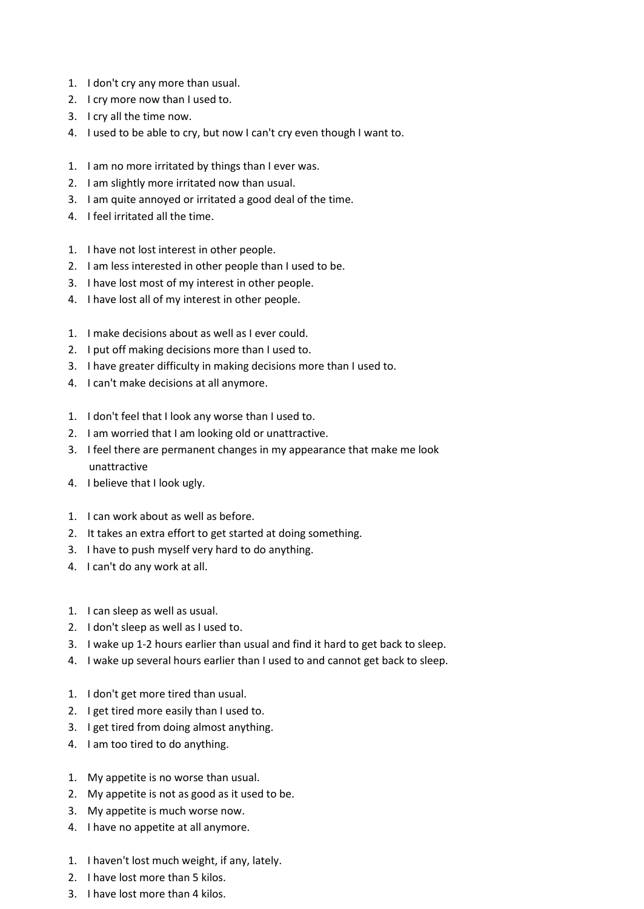1. I don't cry any more than usual.
2. I cry more now than I used to.
3. I cry all the time now.
4. I used to be able to cry, but now I can't cry even though I want to.

1. I am no more irritated by things than I ever was.
2. I am slightly more irritated now than usual.
3. I am quite annoyed or irritated a good deal of the time.
4. I feel irritated all the time.

1. I have not lost interest in other people.
2. I am less interested in other people than I used to be.
3. I have lost most of my interest in other people.
4. I have lost all of my interest in other people.

1. I make decisions about as well as I ever could.
2. I put off making decisions more than I used to.
3. I have greater difficulty in making decisions more than I used to.
4. I can't make decisions at all anymore.

1. I don't feel that I look any worse than I used to.
2. I am worried that I am looking old or unattractive.
3. I feel there are permanent changes in my appearance that make me look unattractive
4. I believe that I look ugly.

1. I can work about as well as before.
2. It takes an extra effort to get started at doing something.
3. I have to push myself very hard to do anything.
4. I can't do any work at all.

1. I can sleep as well as usual.
2. I don't sleep as well as I used to.
3. I wake up 1-2 hours earlier than usual and find it hard to get back to sleep.
4. I wake up several hours earlier than I used to and cannot get back to sleep.

1. I don't get more tired than usual.
2. I get tired more easily than I used to.
3. I get tired from doing almost anything.
4. I am too tired to do anything.

1. My appetite is no worse than usual.
2. My appetite is not as good as it used to be.
3. My appetite is much worse now.
4. I have no appetite at all anymore.

1. I haven't lost much weight, if any, lately.
2. I have lost more than 5 kilos.
3. I have lost more than 4 kilos.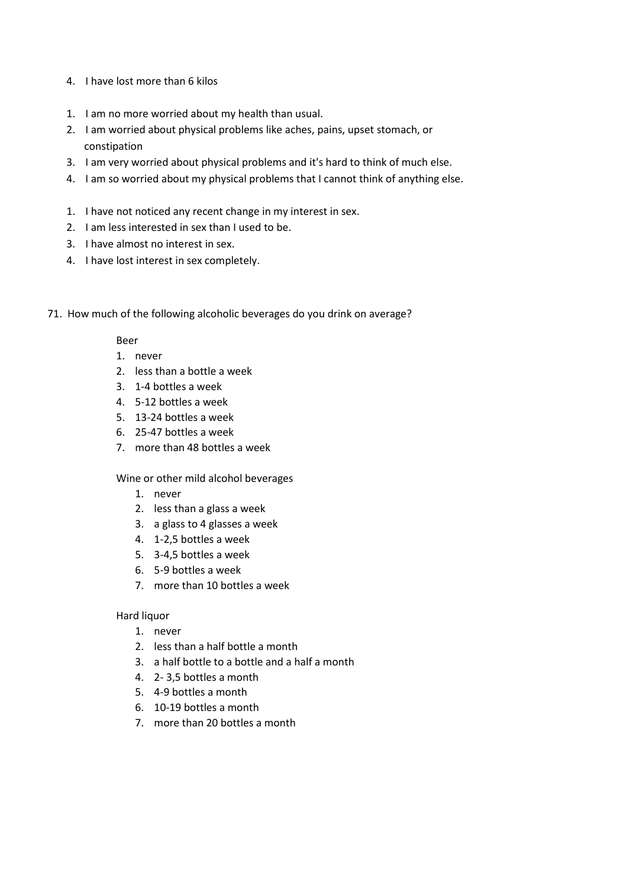4. I have lost more than 6 kilos

1. I am no more worried about my health than usual.
2. I am worried about physical problems like aches, pains, upset stomach, or constipation
3. I am very worried about physical problems and it's hard to think of much else.
4. I am so worried about my physical problems that I cannot think of anything else.

1. I have not noticed any recent change in my interest in sex.
2. I am less interested in sex than I used to be.
3. I have almost no interest in sex.
4. I have lost interest in sex completely.

71. How much of the following alcoholic beverages do you drink on average?

Beer

1. never
2. less than a bottle a week
3. 1-4 bottles a week
4. 5-12 bottles a week
5. 13-24 bottles a week
6. 25-47 bottles a week
7. more than 48 bottles a week

Wine or other mild alcohol beverages

1. never
2. less than a glass a week
3. a glass to 4 glasses a week
4. 1-2,5 bottles a week
5. 3-4,5 bottles a week
6. 5-9 bottles a week
7. more than 10 bottles a week

Hard liquor

1. never
2. less than a half bottle a month
3. a half bottle to a bottle and a half a month
4. 2- 3,5 bottles a month
5. 4-9 bottles a month
6. 10-19 bottles a month
7. more than 20 bottles a month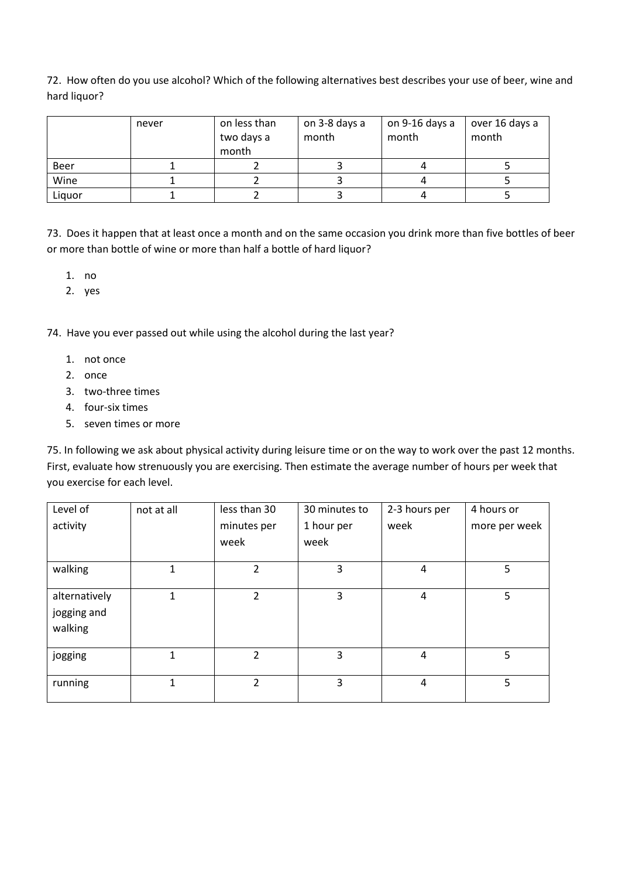72. How often do you use alcohol? Which of the following alternatives best describes your use of beer, wine and hard liquor?

| | never | on less than two days a month | on 3-8 days a month | on 9-16 days a month | over 16 days a month |
|---|---|---|---|---|---|
| Beer | 1 | 2 | 3 | 4 | 5 |
| Wine | 1 | 2 | 3 | 4 | 5 |
| Liquor | 1 | 2 | 3 | 4 | 5 |

73. Does it happen that at least once a month and on the same occasion you drink more than five bottles of beer or more than bottle of wine or more than half a bottle of hard liquor?

1. no
2. yes

74. Have you ever passed out while using the alcohol during the last year?

1. not once
2. once
3. two-three times
4. four-six times
5. seven times or more

75. In following we ask about physical activity during leisure time or on the way to work over the past 12 months. First, evaluate how strenuously you are exercising. Then estimate the average number of hours per week that you exercise for each level.

| Level of activity | not at all | less than 30 minutes per week | 30 minutes to 1 hour per week | 2-3 hours per week | 4 hours or more per week |
|---|---|---|---|---|---|
| walking | 1 | 2 | 3 | 4 | 5 |
| alternatively jogging and walking | 1 | 2 | 3 | 4 | 5 |
| jogging | 1 | 2 | 3 | 4 | 5 |
| running | 1 | 2 | 3 | 4 | 5 |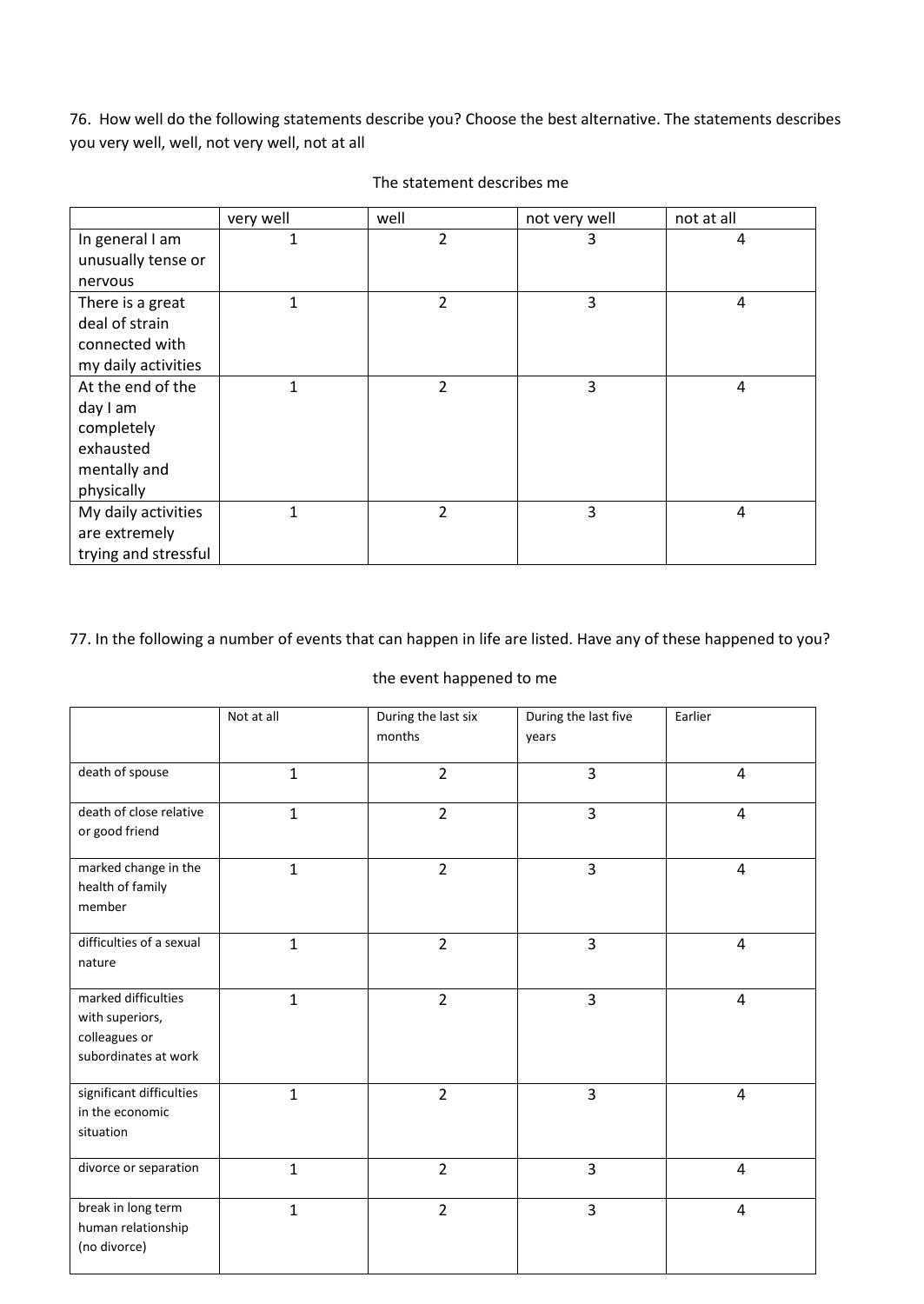76. How well do the following statements describe you? Choose the best alternative. The statements describes you very well, well, not very well, not at all

The statement describes me

| | very well | well | not very well | not at all |
|---|---|---|---|---|
| In general I am unusually tense or nervous | 1 | 2 | 3 | 4 |
| There is a great deal of strain connected with my daily activities | 1 | 2 | 3 | 4 |
| At the end of the day I am completely exhausted mentally and physically | 1 | 2 | 3 | 4 |
| My daily activities are extremely trying and stressful | 1 | 2 | 3 | 4 |

77. In the following a number of events that can happen in life are listed. Have any of these happened to you?

the event happened to me

| | Not at all | During the last six months | During the last five years | Earlier |
|---|---|---|---|---|
| death of spouse | 1 | 2 | 3 | 4 |
| death of close relative or good friend | 1 | 2 | 3 | 4 |
| marked change in the health of family member | 1 | 2 | 3 | 4 |
| difficulties of a sexual nature | 1 | 2 | 3 | 4 |
| marked difficulties with superiors, colleagues or subordinates at work | 1 | 2 | 3 | 4 |
| significant difficulties in the economic situation | 1 | 2 | 3 | 4 |
| divorce or separation | 1 | 2 | 3 | 4 |
| break in long term human relationship (no divorce) | 1 | 2 | 3 | 4 |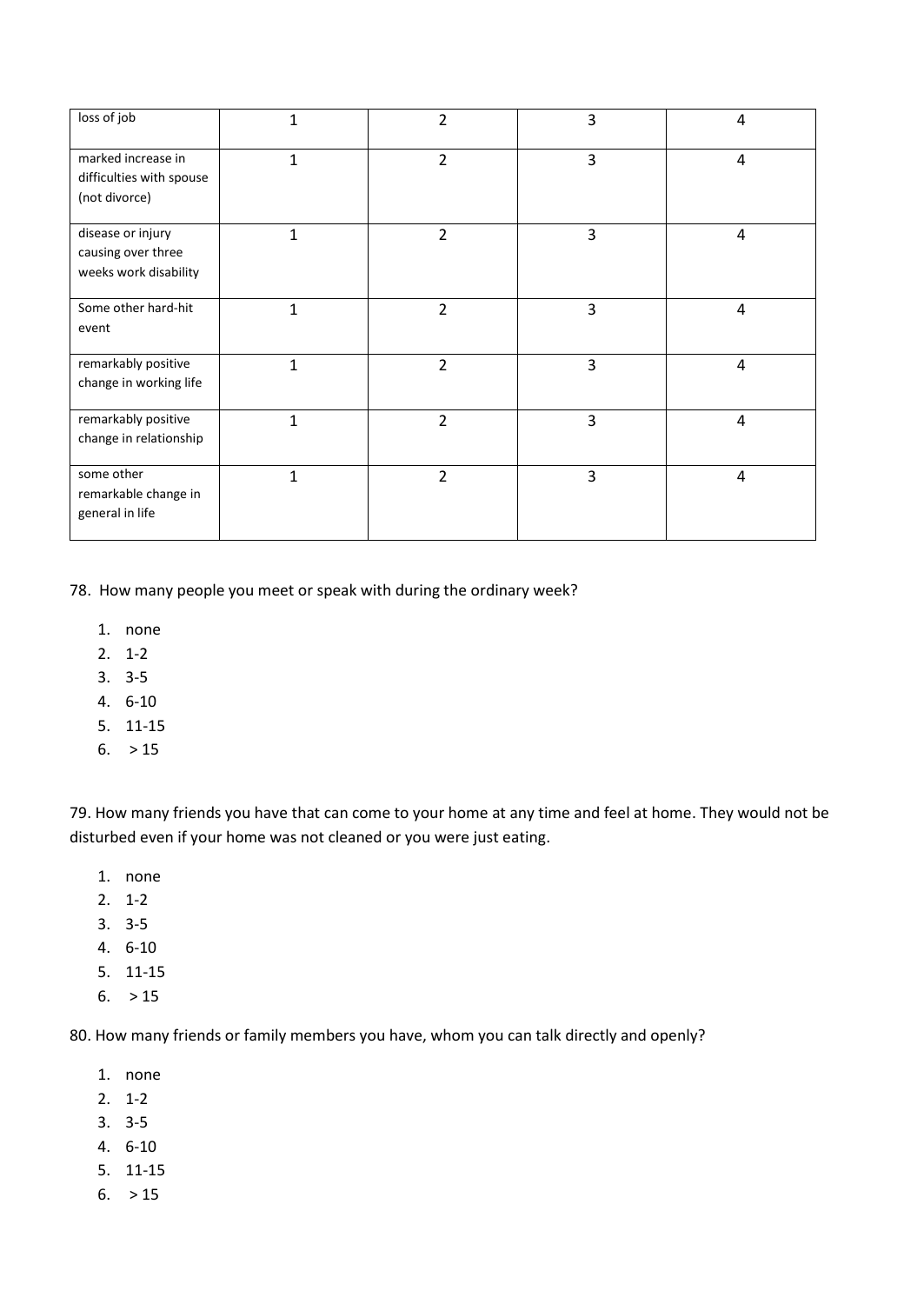| loss of job | 1 | 2 | 3 | 4 |
|---|---|---|---|---|
| marked increase in difficulties with spouse (not divorce) | 1 | 2 | 3 | 4 |
| disease or injury causing over three weeks work disability | 1 | 2 | 3 | 4 |
| Some other hard-hit event | 1 | 2 | 3 | 4 |
| remarkably positive change in working life | 1 | 2 | 3 | 4 |
| remarkably positive change in relationship | 1 | 2 | 3 | 4 |
| some other remarkable change in general in life | 1 | 2 | 3 | 4 |

78. How many people you meet or speak with during the ordinary week?

1. none
2. 1-2
3. 3-5
4. 6-10
5. 11-15
6. > 15

79. How many friends you have that can come to your home at any time and feel at home. They would not be disturbed even if your home was not cleaned or you were just eating.

1. none
2. 1-2
3. 3-5
4. 6-10
5. 11-15
6. > 15

80. How many friends or family members you have, whom you can talk directly and openly?

1. none
2. 1-2
3. 3-5
4. 6-10
5. 11-15
6. > 15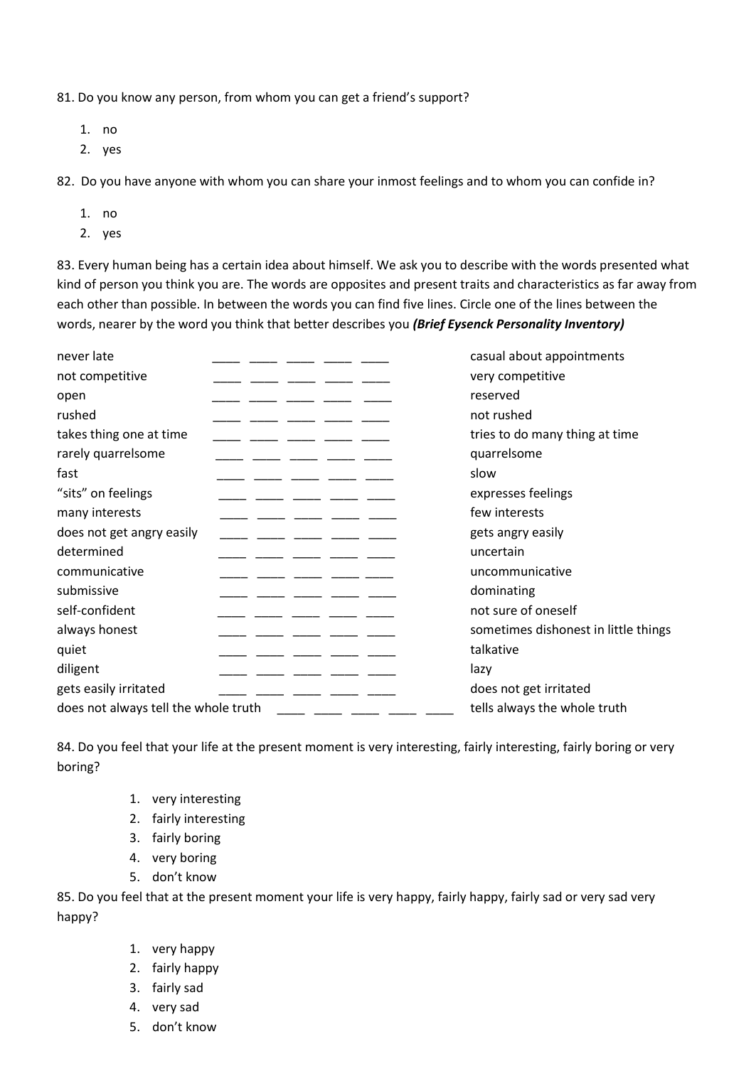81. Do you know any person, from whom you can get a friend's support?

1. no
2. yes

82. Do you have anyone with whom you can share your inmost feelings and to whom you can confide in?

1. no
2. yes

83. Every human being has a certain idea about himself. We ask you to describe with the words presented what kind of person you think you are. The words are opposites and present traits and characteristics as far away from each other than possible. In between the words you can find five lines. Circle one of the lines between the words, nearer by the word you think that better describes you ***(Brief Eysenck Personality Inventory)***

| | | | | | | |
|---|---|---|---|---|---|---|
| never late | ____ | ____ | ____ | ____ | ____ | casual about appointments |
| not competitive | ____ | ____ | ____ | ____ | ____ | very competitive |
| open | ____ | ____ | ____ | ____ | ____ | reserved |
| rushed | ____ | ____ | ____ | ____ | ____ | not rushed |
| takes thing one at time | ____ | ____ | ____ | ____ | ____ | tries to do many thing at time |
| rarely quarrelsome | ____ | ____ | ____ | ____ | ____ | quarrelsome |
| fast | ____ | ____ | ____ | ____ | ____ | slow |
| "sits" on feelings | ____ | ____ | ____ | ____ | ____ | expresses feelings |
| many interests | ____ | ____ | ____ | ____ | ____ | few interests |
| does not get angry easily | ____ | ____ | ____ | ____ | ____ | gets angry easily |
| determined | ____ | ____ | ____ | ____ | ____ | uncertain |
| communicative | ____ | ____ | ____ | ____ | ____ | uncommunicative |
| submissive | ____ | ____ | ____ | ____ | ____ | dominating |
| self-confident | ____ | ____ | ____ | ____ | ____ | not sure of oneself |
| always honest | ____ | ____ | ____ | ____ | ____ | sometimes dishonest in little things |
| quiet | ____ | ____ | ____ | ____ | ____ | talkative |
| diligent | ____ | ____ | ____ | ____ | ____ | lazy |
| gets easily irritated | ____ | ____ | ____ | ____ | ____ | does not get irritated |
| does not always tell the whole truth | ____ | ____ | ____ | ____ | ____ | tells always the whole truth |

84. Do you feel that your life at the present moment is very interesting, fairly interesting, fairly boring or very boring?

1. very interesting
2. fairly interesting
3. fairly boring
4. very boring
5. don't know

85. Do you feel that at the present moment your life is very happy, fairly happy, fairly sad or very sad very happy?

1. very happy
2. fairly happy
3. fairly sad
4. very sad
5. don't know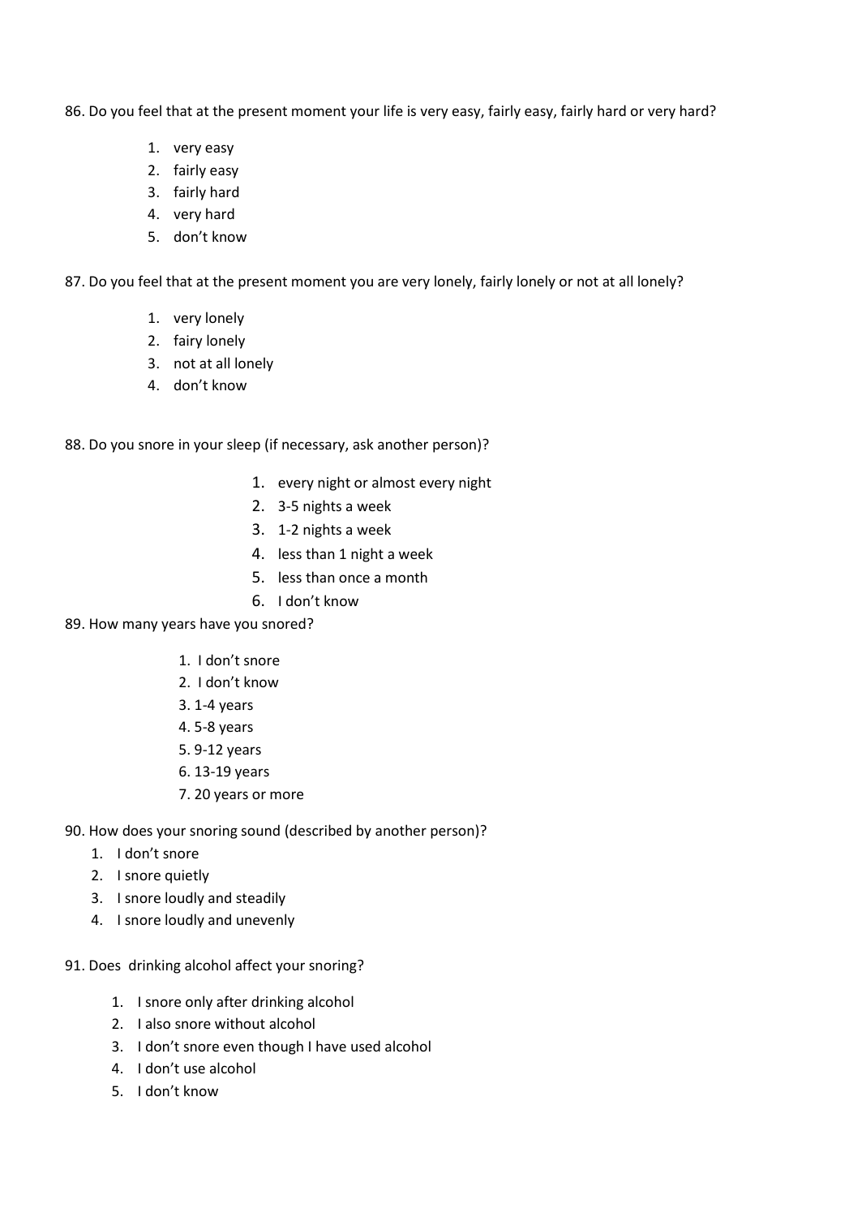86. Do you feel that at the present moment your life is very easy, fairly easy, fairly hard or very hard?

1. very easy
2. fairly easy
3. fairly hard
4. very hard
5. don't know

87. Do you feel that at the present moment you are very lonely, fairly lonely or not at all lonely?

1. very lonely
2. fairy lonely
3. not at all lonely
4. don't know

88. Do you snore in your sleep (if necessary, ask another person)?

1. every night or almost every night
2. 3-5 nights a week
3. 1-2 nights a week
4. less than 1 night a week
5. less than once a month
6. I don't know

89. How many years have you snored?

1. I don't snore
2. I don't know
3. 1-4 years
4. 5-8 years
5. 9-12 years
6. 13-19 years
7. 20 years or more

90. How does your snoring sound (described by another person)?

1. I don't snore
2. I snore quietly
3. I snore loudly and steadily
4. I snore loudly and unevenly

91. Does drinking alcohol affect your snoring?

1. I snore only after drinking alcohol
2. I also snore without alcohol
3. I don't snore even though I have used alcohol
4. I don't use alcohol
5. I don't know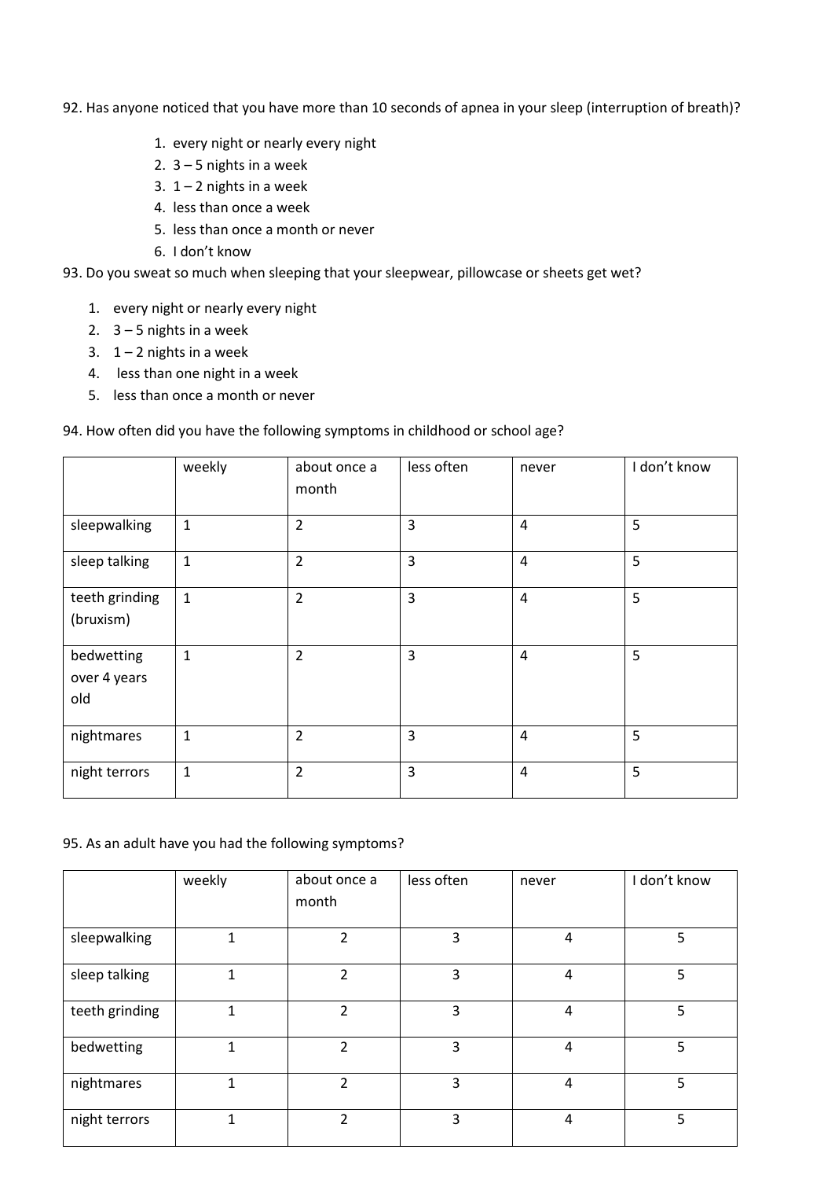92. Has anyone noticed that you have more than 10 seconds of apnea in your sleep (interruption of breath)?

1. every night or nearly every night
2. 3 – 5 nights in a week
3. 1 – 2 nights in a week
4. less than once a week
5. less than once a month or never
6. I don't know

93. Do you sweat so much when sleeping that your sleepwear, pillowcase or sheets get wet?

1. every night or nearly every night
2. 3 – 5 nights in a week
3. 1 – 2 nights in a week
4. less than one night in a week
5. less than once a month or never

94. How often did you have the following symptoms in childhood or school age?

| | weekly | about once a month | less often | never | I don't know |
|---|---|---|---|---|---|
| sleepwalking | 1 | 2 | 3 | 4 | 5 |
| sleep talking | 1 | 2 | 3 | 4 | 5 |
| teeth grinding (bruxism) | 1 | 2 | 3 | 4 | 5 |
| bedwetting over 4 years old | 1 | 2 | 3 | 4 | 5 |
| nightmares | 1 | 2 | 3 | 4 | 5 |
| night terrors | 1 | 2 | 3 | 4 | 5 |

95. As an adult have you had the following symptoms?

| | weekly | about once a month | less often | never | I don't know |
|---|---|---|---|---|---|
| sleepwalking | 1 | 2 | 3 | 4 | 5 |
| sleep talking | 1 | 2 | 3 | 4 | 5 |
| teeth grinding | 1 | 2 | 3 | 4 | 5 |
| bedwetting | 1 | 2 | 3 | 4 | 5 |
| nightmares | 1 | 2 | 3 | 4 | 5 |
| night terrors | 1 | 2 | 3 | 4 | 5 |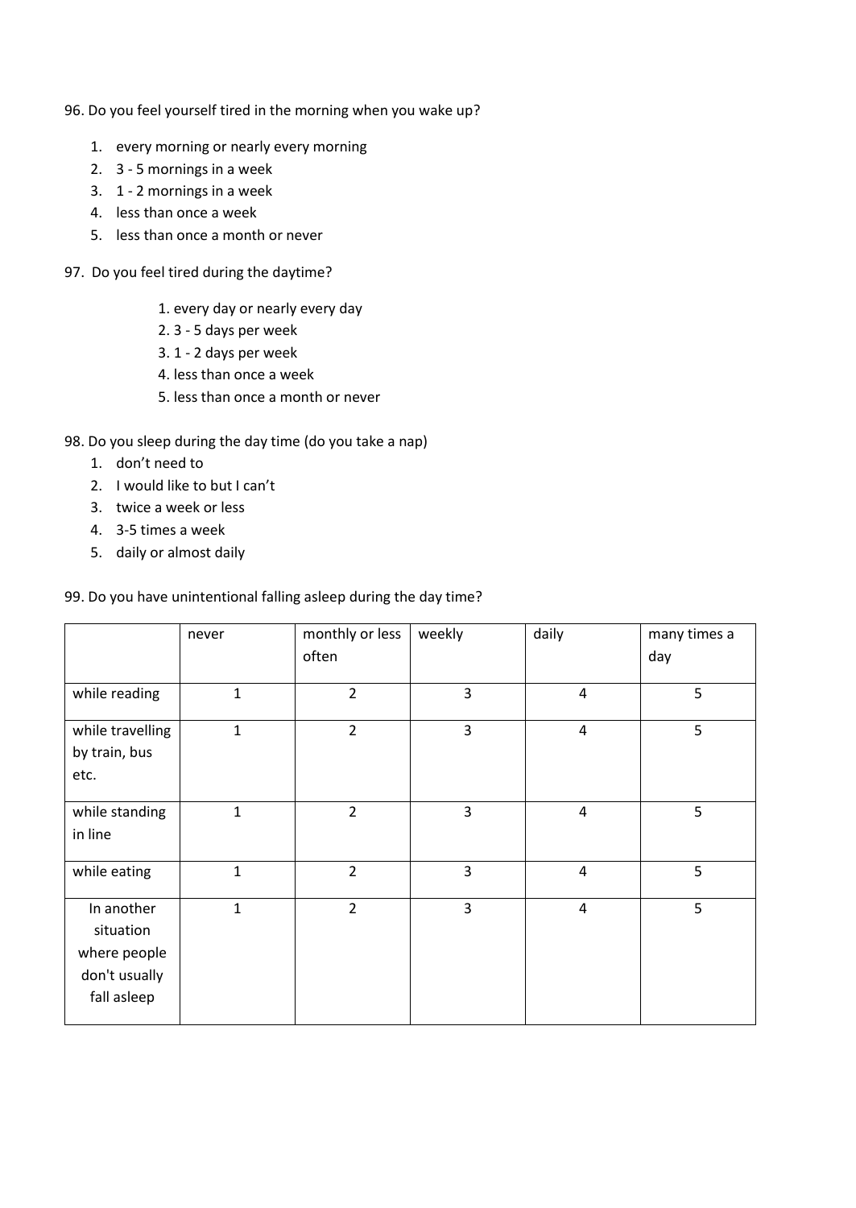96. Do you feel yourself tired in the morning when you wake up?

1. every morning or nearly every morning
2. 3 - 5 mornings in a week
3. 1 - 2 mornings in a week
4. less than once a week
5. less than once a month or never

97. Do you feel tired during the daytime?

1. every day or nearly every day
2. 3 - 5 days per week
3. 1 - 2 days per week
4. less than once a week
5. less than once a month or never

98. Do you sleep during the day time (do you take a nap)

1. don't need to
2. I would like to but I can't
3. twice a week or less
4. 3-5 times a week
5. daily or almost daily

99. Do you have unintentional falling asleep during the day time?

| | never | monthly or less often | weekly | daily | many times a day |
|---|---|---|---|---|---|
| while reading | 1 | 2 | 3 | 4 | 5 |
| while travelling by train, bus etc. | 1 | 2 | 3 | 4 | 5 |
| while standing in line | 1 | 2 | 3 | 4 | 5 |
| while eating | 1 | 2 | 3 | 4 | 5 |
| In another situation where people don't usually fall asleep | 1 | 2 | 3 | 4 | 5 |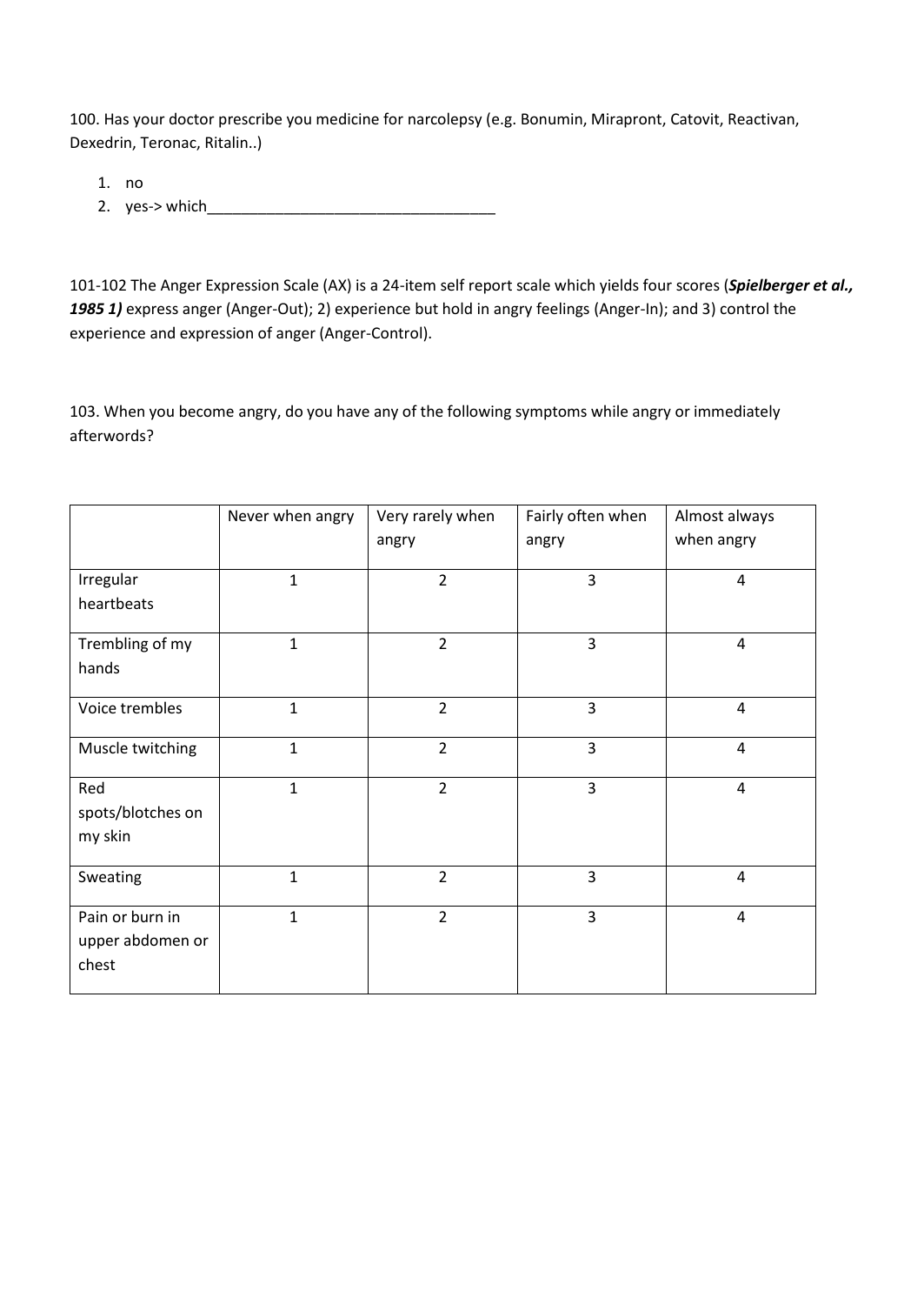100. Has your doctor prescribe you medicine for narcolepsy (e.g. Bonumin, Mirapront, Catovit, Reactivan, Dexedrin, Teronac, Ritalin..)

1. no
2. yes-> which___________________________________

101-102 The Anger Expression Scale (AX) is a 24-item self report scale which yields four scores (***Spielberger et al., 1985 1)*** express anger (Anger-Out); 2) experience but hold in angry feelings (Anger-In); and 3) control the experience and expression of anger (Anger-Control).

103. When you become angry, do you have any of the following symptoms while angry or immediately afterwords?

| | Never when angry | Very rarely when angry | Fairly often when angry | Almost always when angry |
|---|---|---|---|---|
| Irregular heartbeats | 1 | 2 | 3 | 4 |
| Trembling of my hands | 1 | 2 | 3 | 4 |
| Voice trembles | 1 | 2 | 3 | 4 |
| Muscle twitching | 1 | 2 | 3 | 4 |
| Red spots/blotches on my skin | 1 | 2 | 3 | 4 |
| Sweating | 1 | 2 | 3 | 4 |
| Pain or burn in upper abdomen or chest | 1 | 2 | 3 | 4 |